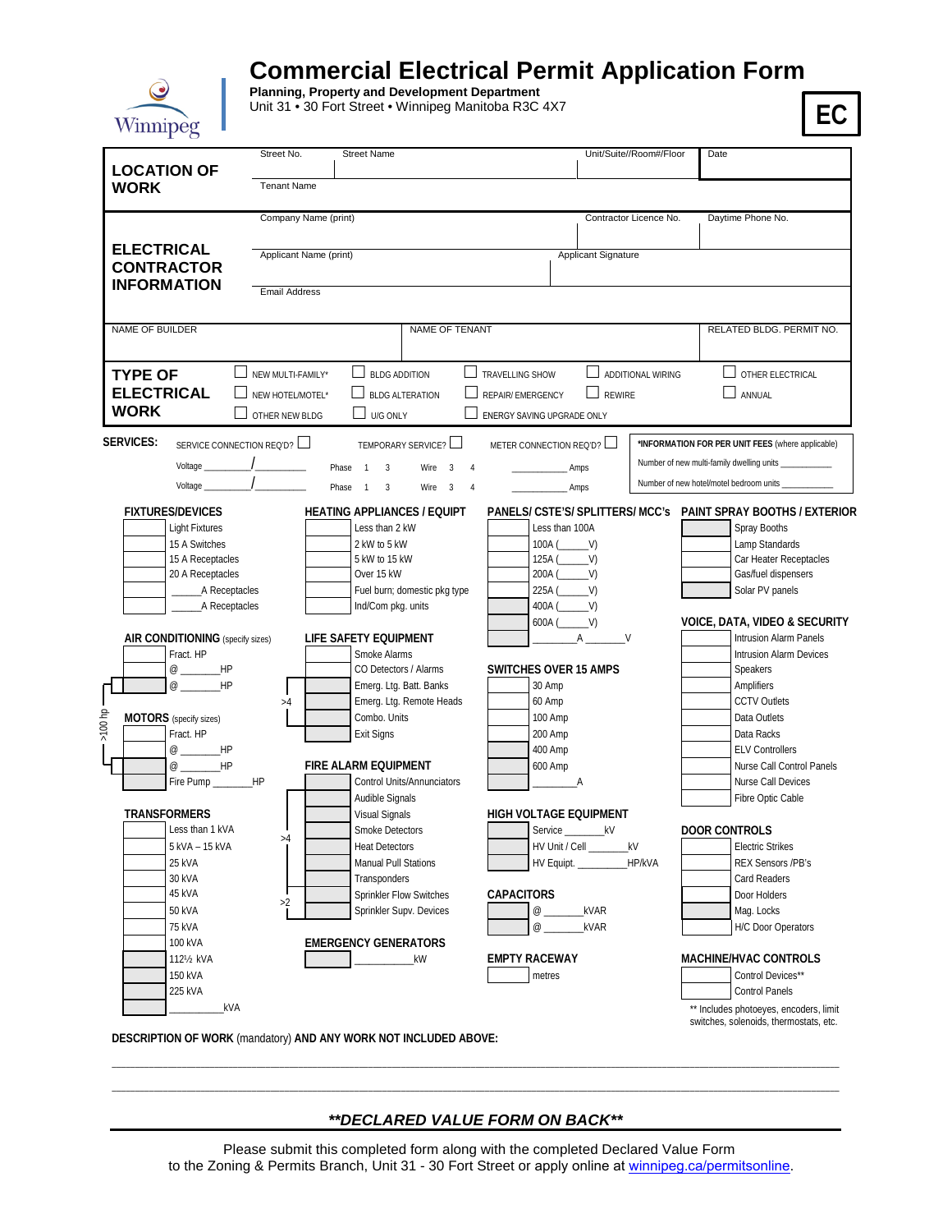# Commercial Electrical Permit Application Form

**Planning, Property and Development Department**
Unit 31 • 30 Fort Street • Winnipeg Manitoba R3C 4X7

**EC**

| **LOCATION OF WORK** | Street No. | Street Name | Unit/Suite//Room#/Floor | Date |
|---|---|---|---|---|
| | Tenant Name | | | |

| **ELECTRICAL CONTRACTOR INFORMATION** | Company Name (print) | Contractor Licence No. | Daytime Phone No. |
|---|---|---|---|
| | Applicant Name (print) | Applicant Signature | |
| | Email Address | | |

| NAME OF BUILDER | NAME OF TENANT | RELATED BLDG. PERMIT NO. |
|---|---|---|
| | | |

**TYPE OF ELECTRICAL WORK**

| | | | | |
|---|---|---|---|---|
| ☐ NEW MULTI-FAMILY* | ☐ BLDG ADDITION | ☐ TRAVELLING SHOW | ☐ ADDITIONAL WIRING | ☐ OTHER ELECTRICAL |
| ☐ NEW HOTEL/MOTEL* | ☐ BLDG ALTERATION | ☐ REPAIR/ EMERGENCY | ☐ REWIRE | ☐ ANNUAL |
| ☐ OTHER NEW BLDG | ☐ U/G ONLY | ☐ ENERGY SAVING UPGRADE ONLY | | |

**SERVICES:** SERVICE CONNECTION REQ'D? ☐ TEMPORARY SERVICE? ☐ METER CONNECTION REQ'D? ☐

Voltage ________/________ Phase 1 3 Wire 3 4 ________ Amps

Voltage ________/________ Phase 1 3 Wire 3 4 ________ Amps

***INFORMATION FOR PER UNIT FEES** (where applicable)
Number of new multi-family dwelling units ________
Number of new hotel/motel bedroom units ________

**FIXTURES/DEVICES**
- ☐ Light Fixtures
- ☐ 15 A Switches
- ☐ 15 A Receptacles
- ☐ 20 A Receptacles
- ☐ _____A Receptacles
- ☐ _____A Receptacles

**AIR CONDITIONING** (specify sizes)
- ☐ Fract. HP
- ☐ @ _______HP
- ☐ @ _______HP

**MOTORS** (specify sizes)
- ☐ Fract. HP
- ☐ @ _______HP
- ☐ @ _______HP
- ☐ Fire Pump _______HP

(>100 hp)

**TRANSFORMERS**
- ☐ Less than 1 kVA
- ☐ 5 kVA – 15 kVA
- ☐ 25 kVA
- ☐ 30 kVA
- ☐ 45 kVA
- ☐ 50 kVA
- ☐ 75 kVA
- ☐ 100 kVA
- ☐ 112½ kVA
- ☐ 150 kVA
- ☐ 225 kVA
- ☐ ________kVA

**HEATING APPLIANCES / EQUIPT**
- ☐ Less than 2 kW
- ☐ 2 kW to 5 kW
- ☐ 5 kW to 15 kW
- ☐ Over 15 kW
- ☐ Fuel burn; domestic pkg type
- ☐ Ind/Com pkg. units

**LIFE SAFETY EQUIPMENT**
- ☐ Smoke Alarms
- ☐ CO Detectors / Alarms
- ☐ Emerg. Ltg. Batt. Banks (>4)
- ☐ Emerg. Ltg. Remote Heads
- ☐ Combo. Units
- ☐ Exit Signs

**FIRE ALARM EQUIPMENT**
- ☐ Control Units/Annunciators
- ☐ Audible Signals (>4)
- ☐ Visual Signals
- ☐ Smoke Detectors
- ☐ Heat Detectors
- ☐ Manual Pull Stations
- ☐ Transponders (>2)
- ☐ Sprinkler Flow Switches
- ☐ Sprinkler Supv. Devices

**EMERGENCY GENERATORS**
- ☐ __________kW

**PANELS/ CSTE'S/ SPLITTERS/ MCC's**
- ☐ Less than 100A
- ☐ 100A (_____V)
- ☐ 125A (_____V)
- ☐ 200A (_____V)
- ☐ 225A (_____V)
- ☐ 400A (_____V)
- ☐ 600A (_____V)
- ☐ _______A _______V

**SWITCHES OVER 15 AMPS**
- ☐ 30 Amp
- ☐ 60 Amp
- ☐ 100 Amp
- ☐ 200 Amp
- ☐ 400 Amp
- ☐ 600 Amp
- ☐ _______A

**HIGH VOLTAGE EQUIPMENT**
- ☐ Service _______kV
- ☐ HV Unit / Cell _______kV
- ☐ HV Equipt. ________HP/kVA

**CAPACITORS**
- ☐ @ _______kVAR
- ☐ @ _______kVAR

**EMPTY RACEWAY**
- ☐ metres

**PAINT SPRAY BOOTHS / EXTERIOR**
- ☐ Spray Booths
- ☐ Lamp Standards
- ☐ Car Heater Receptacles
- ☐ Gas/fuel dispensers
- ☐ Solar PV panels

**VOICE, DATA, VIDEO & SECURITY**
- ☐ Intrusion Alarm Panels
- ☐ Intrusion Alarm Devices
- ☐ Speakers
- ☐ Amplifiers
- ☐ CCTV Outlets
- ☐ Data Outlets
- ☐ Data Racks
- ☐ ELV Controllers
- ☐ Nurse Call Control Panels
- ☐ Nurse Call Devices
- ☐ Fibre Optic Cable

**DOOR CONTROLS**
- ☐ Electric Strikes
- ☐ REX Sensors /PB's
- ☐ Card Readers
- ☐ Door Holders
- ☐ Mag. Locks
- ☐ H/C Door Operators

**MACHINE/HVAC CONTROLS**
- ☐ Control Devices**
- ☐ Control Panels

** Includes photoeyes, encoders, limit switches, solenoids, thermostats, etc.

**DESCRIPTION OF WORK** (mandatory) **AND ANY WORK NOT INCLUDED ABOVE:**

_____________________________________________________________________________

_____________________________________________________________________________

***\*\*DECLARED VALUE FORM ON BACK\*\****

Please submit this completed form along with the completed Declared Value Form to the Zoning & Permits Branch, Unit 31 - 30 Fort Street or apply online at winnipeg.ca/permitsonline.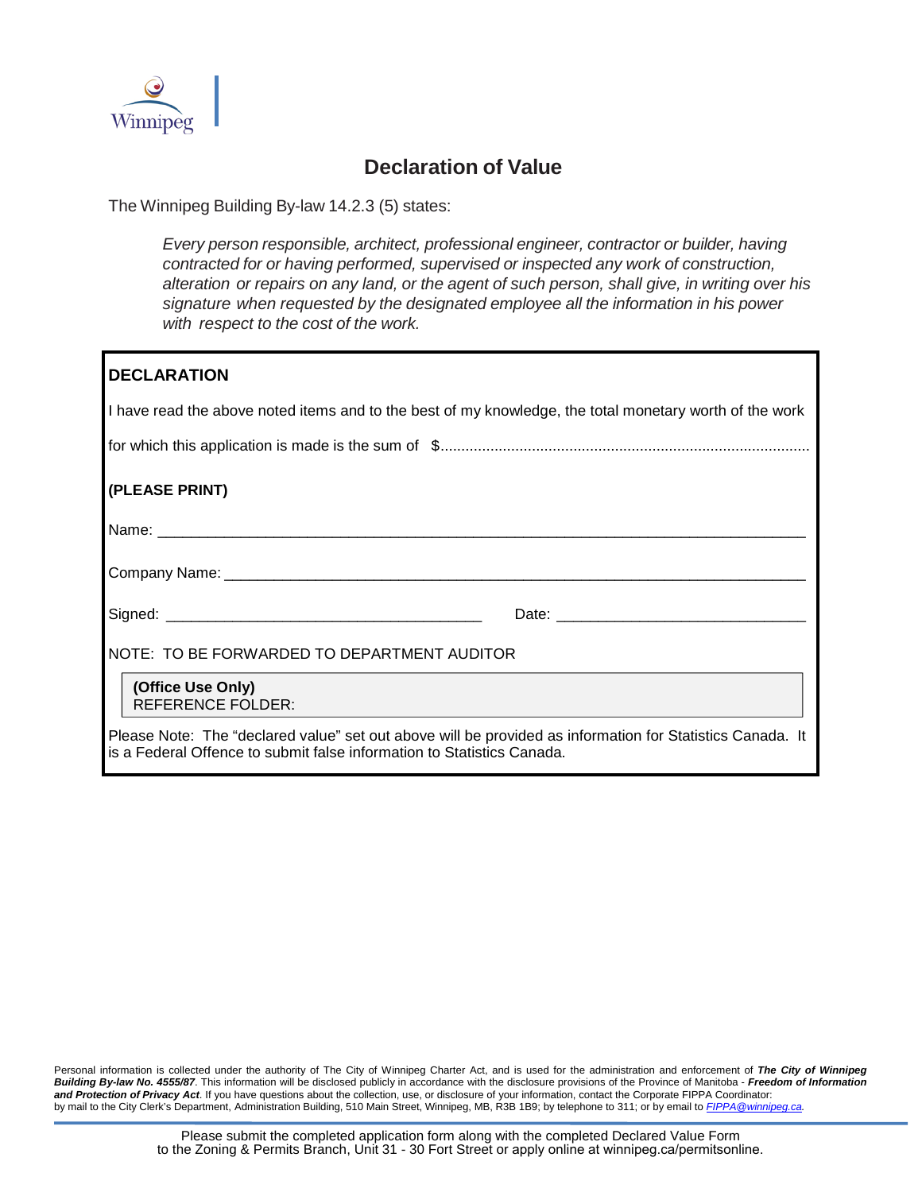# Declaration of Value

The Winnipeg Building By-law 14.2.3 (5) states:

> *Every person responsible, architect, professional engineer, contractor or builder, having contracted for or having performed, supervised or inspected any work of construction, alteration or repairs on any land, or the agent of such person, shall give, in writing over his signature when requested by the designated employee all the information in his power with respect to the cost of the work.*

## DECLARATION

I have read the above noted items and to the best of my knowledge, the total monetary worth of the work for which this application is made is the sum of $........................................................................................

**(PLEASE PRINT)**

Name: ______________________________________________________________________________

Company Name: ______________________________________________________________________

Signed: ___________________________________ Date: ____________________________

NOTE: TO BE FORWARDED TO DEPARTMENT AUDITOR

**(Office Use Only)**
REFERENCE FOLDER:

Please Note: The "declared value" set out above will be provided as information for Statistics Canada. It is a Federal Offence to submit false information to Statistics Canada.

Personal information is collected under the authority of The City of Winnipeg Charter Act, and is used for the administration and enforcement of ***The City of Winnipeg Building By-law No. 4555/87***. This information will be disclosed publicly in accordance with the disclosure provisions of the Province of Manitoba - ***Freedom of Information and Protection of Privacy Act***. If you have questions about the collection, use, or disclosure of your information, contact the Corporate FIPPA Coordinator: by mail to the City Clerk's Department, Administration Building, 510 Main Street, Winnipeg, MB, R3B 1B9; by telephone to 311; or by email to *FIPPA@winnipeg.ca*.

Please submit the completed application form along with the completed Declared Value Form to the Zoning & Permits Branch, Unit 31 - 30 Fort Street or apply online at winnipeg.ca/permitsonline.